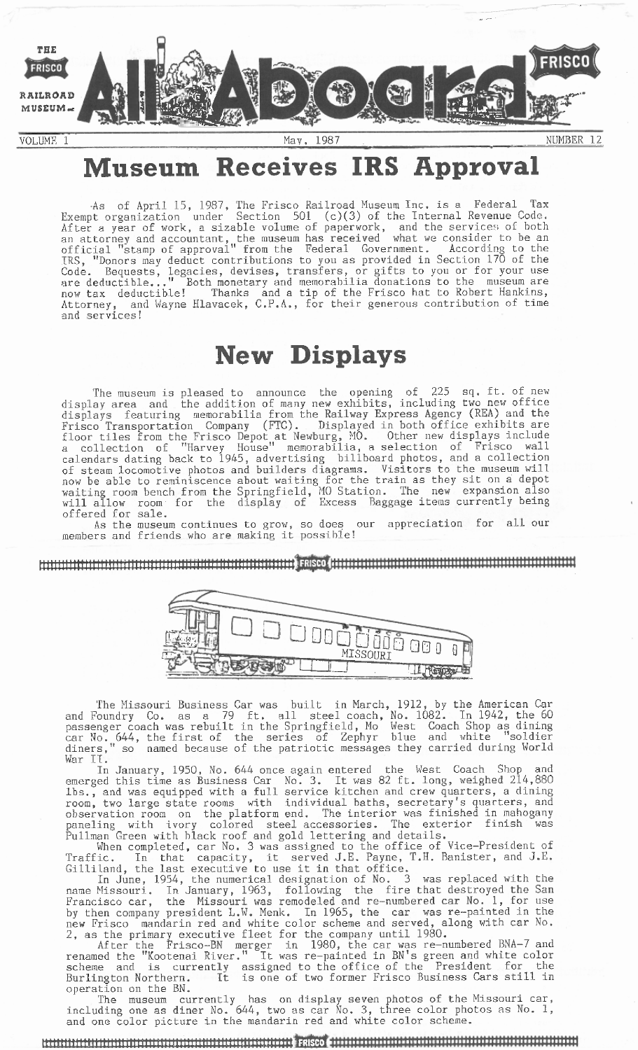# Museum Receives IRS Approval

As of April 15, 1987, The Frisco Railroad Museum Inc. is a Federal Tax Exempt organization under Section 501 (c)(3) of the Internal Revenue Code. After a year of work, a sizable volume of paperwork, and the services of both an attorney and accountant, the museum has received what we consider to be an official "stamp of approval" from the Federal Government. According to the IRS, "Donors may deduct contributions to you as provided in Section 170 of the Code. Bequests, legacies, devises, transfers, or gifts to you or for your use are deductible..." Both monetary and memorabilia donations to the museum are now tax deductible! Thanks and a tip of the Frisco hat to Robert Hankins, Attorney, and Wayne Hlavacek, C.P.A., for their generous contribution of time and services!

# New Displays

The museum is pleased to announce the opening of 225 sq. ft. of new display area and the addition of many new exhibits, including two new office displays featuring memorabilia from the Railway Express Agency (REA) and the Frisco Transportation Company (FTC). Displayed in both office exhibits are floor tiles from the Frisco Depot at Newburg, MO. Other new displays include a collection of "Harvey House" memorabilia, a selection of Frisco wall calendars dating back to 1945, advertising billboard photos, and a collection of steam locomotive photos and builders diagrams. Visitors to the museum will now be able to reminiscence about waiting for the train as they sit on a depot waiting room bench from the Springfield, MO Station. The new expansion also will allow room for the display of Excess Baggage items currently being offered for sale.

As the museum continues to grow, so does our appreciation for all our members and friends who are making it possible!

The Missouri Business Car was built in March, 1912, by the American Car and Foundry Co. as a 79 ft. all steel coach, No. 1082. In 1942, the 60 passenger coach was rebuilt in the Springfield, Mo West Coach Shop as dining car No. 644, the first of the series of Zephyr blue and white "soldier diners," so named because of the patriotic messages they carried during World War II.

In January, 1950, No. 644 once again entered the West Coach Shop and emerged this time as Business Car No. 3. It was 82 ft. long, weighed 214,880 lbs., and was equipped with a full service kitchen and crew quarters, a dining room, two large state rooms with individual baths, secretary's quarters, and observation room on the platform end. The interior was finished in mahogany paneling with ivory colored steel accessories. The exterior finish was Pullman Green with black roof and gold lettering and details.

When completed, car No. 3 was assigned to the office of Vice-President of Traffic. In that capacity, it served J.E. Payne, T.H. Banister, and J.E. Gilliland, the last executive to use it in that office.

In June, 1954, the numerical designation of No. 3 was replaced with the name Missouri. In January, 1963, following the fire that destroyed the San Francisco car, the Missouri was remodeled and re-numbered car No. 1, for use by then company president L.W. Menk. In 1965, the car was re-painted in the new Frisco mandarin red and white color scheme and served, along with car No. 2, as the primary executive fleet for the company until 1980.

After the Frisco-BN merger in 1980, the car was re-numbered BNA-7 and renamed the "Kootenai River." It was re-painted in BN's green and white color scheme and is currently assigned to the office of the President for the Burlington Northern. It is one of two former Frisco Business Cars still in operation on the BN.

The museum currently has on display seven photos of the Missouri car, including one as diner No. 644, two as car No. 3, three color photos as No. 1, and one color picture in the mandarin red and white color scheme.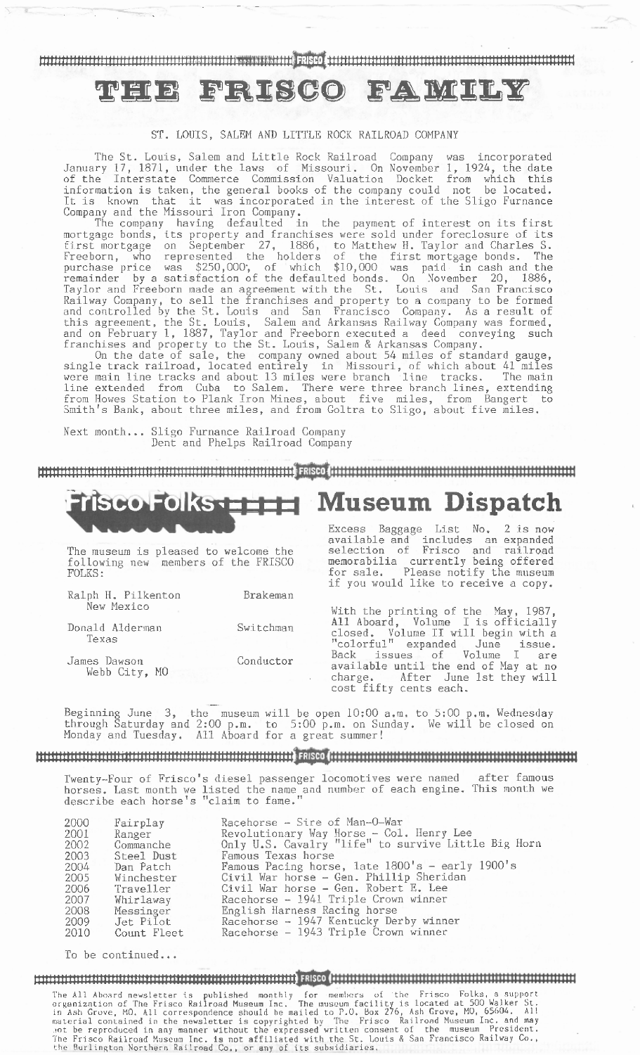# THE FRISCO FAMILY

## ST. LOUIS, SALEM AND LITTLE ROCK RAILROAD COMPANY

The St. Louis, Salem and Little Rock Railroad Company was incorporated January 17, 1871, under the laws of Missouri. On November 1, 1924, the date of the Interstate Commerce Commission Valuation Docket from which this information is taken, the general books of the company could not be located. It is known that it was incorporated in the interest of the Sligo Furnace Company and the Missouri Iron Company.

The company having defaulted in the payment of interest on its first mortgage bonds, its property and franchises were sold under foreclosure of its first mortgage on September 27, 1886, to Matthew H. Taylor and Charles S. Freeborn, who represented the holders of the first mortgage bonds. The purchase price was $250,000, of which $10,000 was paid in cash and the remainder by a satisfaction of the defaulted bonds. On November 20, 1886, Taylor and Freeborn made an agreement with the St. Louis and San Francisco Railway Company, to sell the franchises and property to a company to be formed and controlled by the St. Louis and San Francisco Company. As a result of this agreement, the St. Louis, Salem and Arkansas Railway Company was formed, and on February 1, 1887, Taylor and Freeborn executed a deed conveying such franchises and property to the St. Louis, Salem & Arkansas Company.

On the date of sale, the company owned about 54 miles of standard gauge, single track railroad, located entirely in Missouri, of which about 41 miles were main line tracks and about 13 miles were branch line tracks. The main line extended from Cuba to Salem. There were three branch lines, extending from Howes Station to Plank Iron Mines, about five miles, from Bangert to Smith's Bank, about three miles, and from Goltra to Sligo, about five miles.

Next month... Sligo Furnace Railroad Company
Dent and Phelps Railroad Company

## Frisco Folks

The museum is pleased to welcome the following new members of the FRISCO FOLKS:

| | |
|---|---|
| Ralph H. Pilkenton, New Mexico | Brakeman |
| Donald Alderman, Texas | Switchman |
| James Dawson, Webb City, MO | Conductor |

## Museum Dispatch

Excess Baggage List No. 2 is now available and includes an expanded selection of Frisco and railroad memorabilia currently being offered for sale. Please notify the museum if you would like to receive a copy.

With the printing of the May, 1987, All Aboard, Volume I is officially closed. Volume II will begin with a "colorful" expanded June issue. Back issues of Volume I are available until the end of May at no charge. After June 1st they will cost fifty cents each.

Beginning June 3, the museum will be open 10:00 a.m. to 5:00 p.m. Wednesday through Saturday and 2:00 p.m. to 5:00 p.m. on Sunday. We will be closed on Monday and Tuesday. All Aboard for a great summer!

---

Twenty-Four of Frisco's diesel passenger locomotives were named after famous horses. Last month we listed the name and number of each engine. This month we describe each horse's "claim to fame."

| | | |
|---|---|---|
| 2000 | Fairplay | Racehorse - Sire of Man-O-War |
| 2001 | Ranger | Revolutionary Way Horse - Col. Henry Lee |
| 2002 | Commanche | Only U.S. Cavalry "life" to survive Little Big Horn |
| 2003 | Steel Dust | Famous Texas horse |
| 2004 | Dan Patch | Famous Pacing horse, late 1800's - early 1900's |
| 2005 | Winchester | Civil War horse - Gen. Phillip Sheridan |
| 2006 | Traveller | Civil War horse - Gen. Robert E. Lee |
| 2007 | Whirlaway | Racehorse - 1941 Triple Crown winner |
| 2008 | Messinger | English Harness Racing horse |
| 2009 | Jet Pilot | Racehorse - 1947 Kentucky Derby winner |
| 2010 | Count Fleet | Racehorse - 1943 Triple Crown winner |

To be continued...

---

The All Aboard newsletter is published monthly for members of the Frisco Folks, a support organization of The Frisco Railroad Museum Inc. The museum facility is located at 500 Walker St. in Ash Grove, MO. All correspondence should be mailed to P.O. Box 276, Ash Grove, MO, 65604. All material contained in the newsletter is copyrighted by The Frisco Railroad Museum Inc. and may not be reproduced in any manner without the expressed written consent of the museum President. The Frisco Railroad Museum Inc. is not affiliated with the St. Louis & San Francisco Railway Co., the Burlington Northern Railroad Co., or any of its subsidiaries.